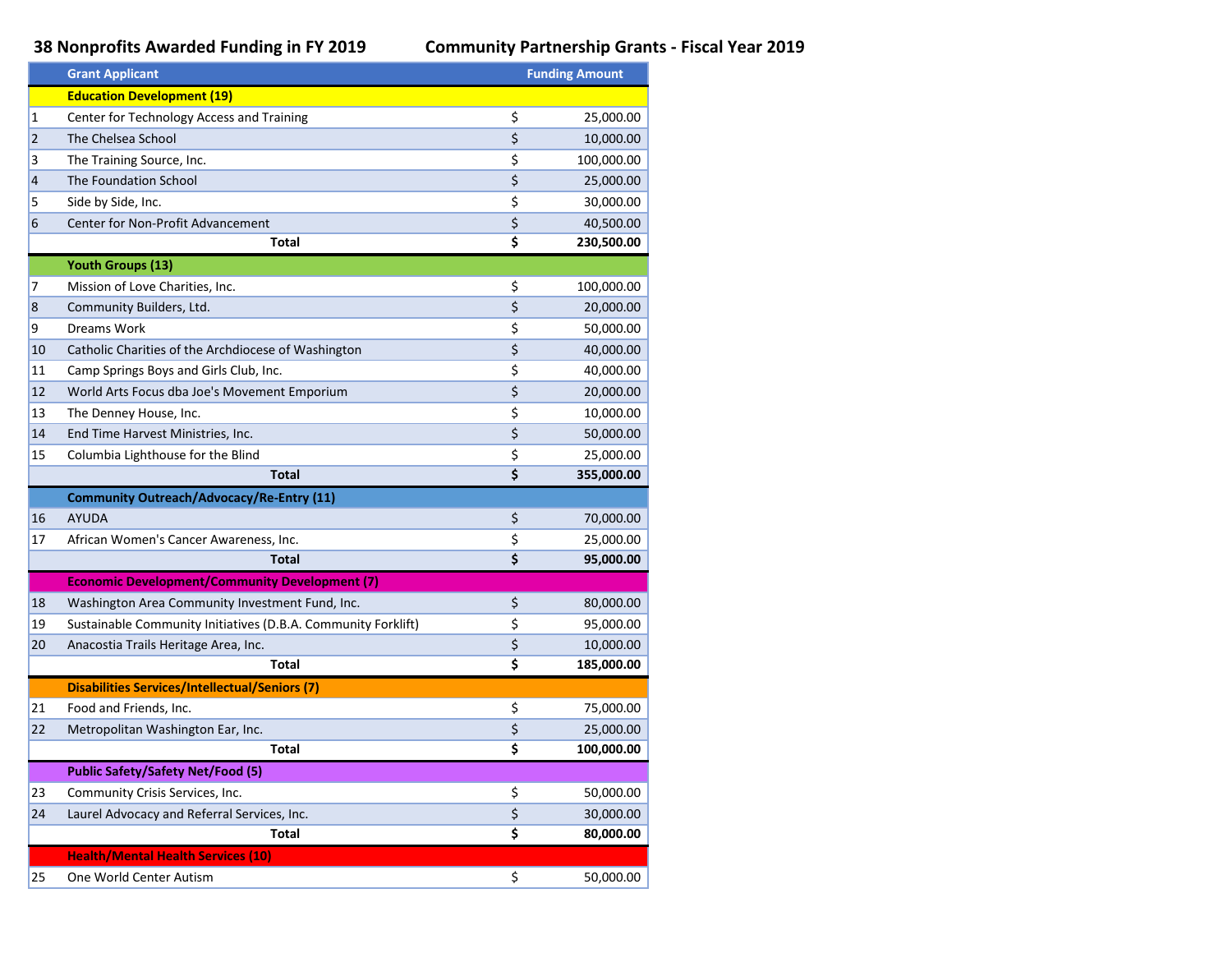**38 Nonprofits Awarded Funding in FY 2019**

**Community Partnership Grants - Fiscal Year 2019**

| | Grant Applicant | | Funding Amount |
|---|---|---|---|
| | **Education Development (19)** | | |
| 1 | Center for Technology Access and Training | $ | 25,000.00 |
| 2 | The Chelsea School | $ | 10,000.00 |
| 3 | The Training Source, Inc. | $ | 100,000.00 |
| 4 | The Foundation School | $ | 25,000.00 |
| 5 | Side by Side, Inc. | $ | 30,000.00 |
| 6 | Center for Non-Profit Advancement | $ | 40,500.00 |
| | **Total** | **$** | **230,500.00** |
| | **Youth Groups (13)** | | |
| 7 | Mission of Love Charities, Inc. | $ | 100,000.00 |
| 8 | Community Builders, Ltd. | $ | 20,000.00 |
| 9 | Dreams Work | $ | 50,000.00 |
| 10 | Catholic Charities of the Archdiocese of Washington | $ | 40,000.00 |
| 11 | Camp Springs Boys and Girls Club, Inc. | $ | 40,000.00 |
| 12 | World Arts Focus dba Joe's Movement Emporium | $ | 20,000.00 |
| 13 | The Denney House, Inc. | $ | 10,000.00 |
| 14 | End Time Harvest Ministries, Inc. | $ | 50,000.00 |
| 15 | Columbia Lighthouse for the Blind | $ | 25,000.00 |
| | **Total** | **$** | **355,000.00** |
| | **Community Outreach/Advocacy/Re-Entry (11)** | | |
| 16 | AYUDA | $ | 70,000.00 |
| 17 | African Women's Cancer Awareness, Inc. | $ | 25,000.00 |
| | **Total** | **$** | **95,000.00** |
| | **Economic Development/Community Development (7)** | | |
| 18 | Washington Area Community Investment Fund, Inc. | $ | 80,000.00 |
| 19 | Sustainable Community Initiatives (D.B.A. Community Forklift) | $ | 95,000.00 |
| 20 | Anacostia Trails Heritage Area, Inc. | $ | 10,000.00 |
| | **Total** | **$** | **185,000.00** |
| | **Disabilities Services/Intellectual/Seniors (7)** | | |
| 21 | Food and Friends, Inc. | $ | 75,000.00 |
| 22 | Metropolitan Washington Ear, Inc. | $ | 25,000.00 |
| | **Total** | **$** | **100,000.00** |
| | **Public Safety/Safety Net/Food (5)** | | |
| 23 | Community Crisis Services, Inc. | $ | 50,000.00 |
| 24 | Laurel Advocacy and Referral Services, Inc. | $ | 30,000.00 |
| | **Total** | **$** | **80,000.00** |
| | **Health/Mental Health Services (10)** | | |
| 25 | One World Center Autism | $ | 50,000.00 |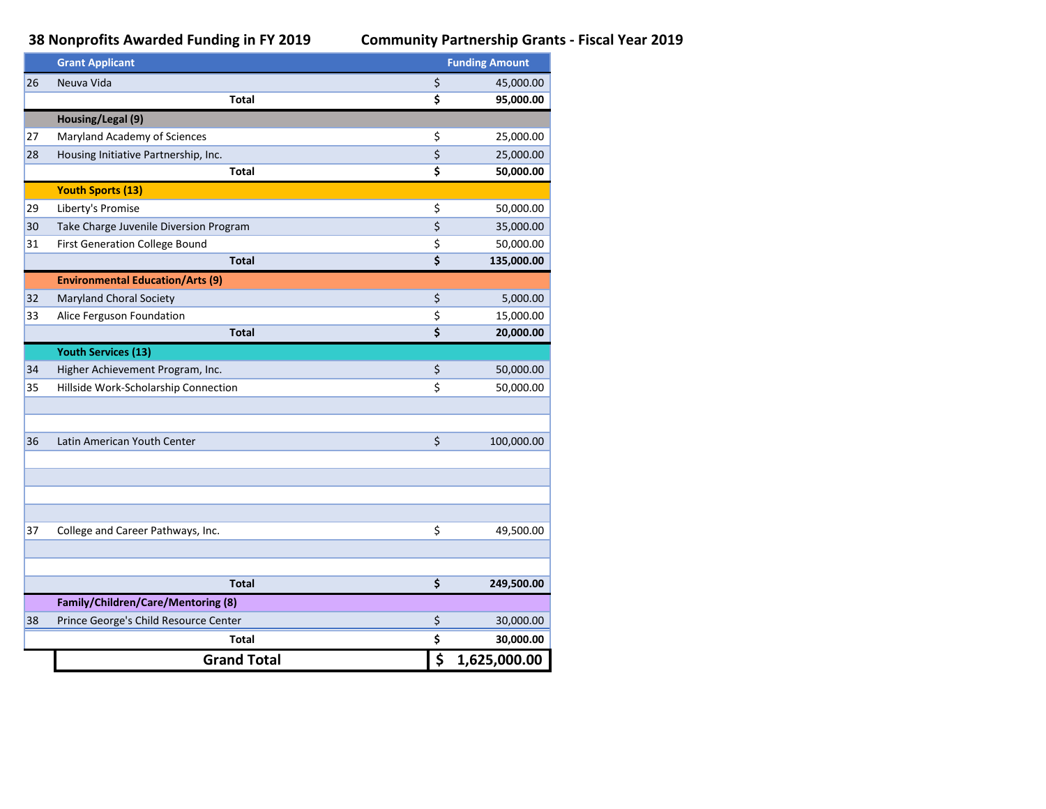**38 Nonprofits Awarded Funding in FY 2019** **Community Partnership Grants - Fiscal Year 2019**

| | Grant Applicant | | Funding Amount |
|---|---|---|---|
| 26 | Neuva Vida | $ | 45,000.00 |
| | **Total** | **$** | **95,000.00** |
| | **Housing/Legal (9)** | | |
| 27 | Maryland Academy of Sciences | $ | 25,000.00 |
| 28 | Housing Initiative Partnership, Inc. | $ | 25,000.00 |
| | **Total** | **$** | **50,000.00** |
| | **Youth Sports (13)** | | |
| 29 | Liberty's Promise | $ | 50,000.00 |
| 30 | Take Charge Juvenile Diversion Program | $ | 35,000.00 |
| 31 | First Generation College Bound | $ | 50,000.00 |
| | **Total** | **$** | **135,000.00** |
| | **Environmental Education/Arts (9)** | | |
| 32 | Maryland Choral Society | $ | 5,000.00 |
| 33 | Alice Ferguson Foundation | $ | 15,000.00 |
| | **Total** | **$** | **20,000.00** |
| | **Youth Services (13)** | | |
| 34 | Higher Achievement Program, Inc. | $ | 50,000.00 |
| 35 | Hillside Work-Scholarship Connection | $ | 50,000.00 |
| | | | |
| | | | |
| 36 | Latin American Youth Center | $ | 100,000.00 |
| | | | |
| | | | |
| | | | |
| | | | |
| 37 | College and Career Pathways, Inc. | $ | 49,500.00 |
| | | | |
| | | | |
| | **Total** | **$** | **249,500.00** |
| | **Family/Children/Care/Mentoring (8)** | | |
| 38 | Prince George's Child Resource Center | $ | 30,000.00 |
| | **Total** | **$** | **30,000.00** |
| | **Grand Total** | **$** | **1,625,000.00** |